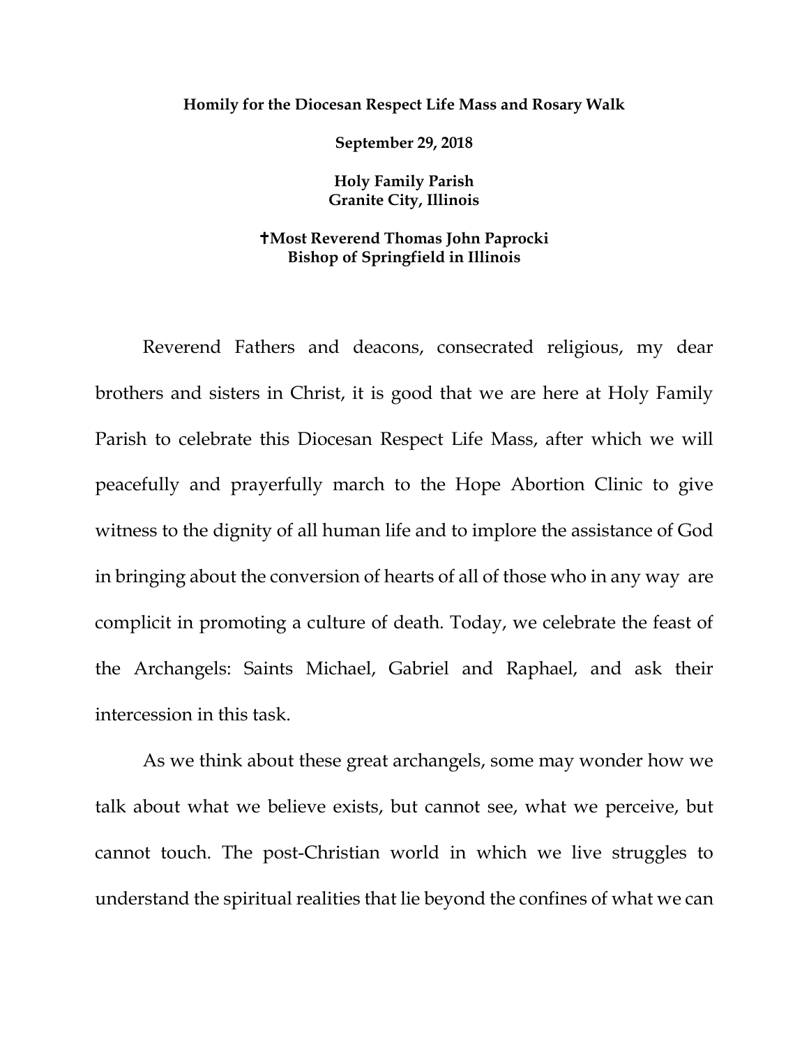**Homily for the Diocesan Respect Life Mass and Rosary Walk**

**September 29, 2018**

**Holy Family Parish**
**Granite City, Illinois**

**✝Most Reverend Thomas John Paprocki**
**Bishop of Springfield in Illinois**

Reverend Fathers and deacons, consecrated religious, my dear brothers and sisters in Christ, it is good that we are here at Holy Family Parish to celebrate this Diocesan Respect Life Mass, after which we will peacefully and prayerfully march to the Hope Abortion Clinic to give witness to the dignity of all human life and to implore the assistance of God in bringing about the conversion of hearts of all of those who in any way are complicit in promoting a culture of death. Today, we celebrate the feast of the Archangels: Saints Michael, Gabriel and Raphael, and ask their intercession in this task.

As we think about these great archangels, some may wonder how we talk about what we believe exists, but cannot see, what we perceive, but cannot touch. The post-Christian world in which we live struggles to understand the spiritual realities that lie beyond the confines of what we can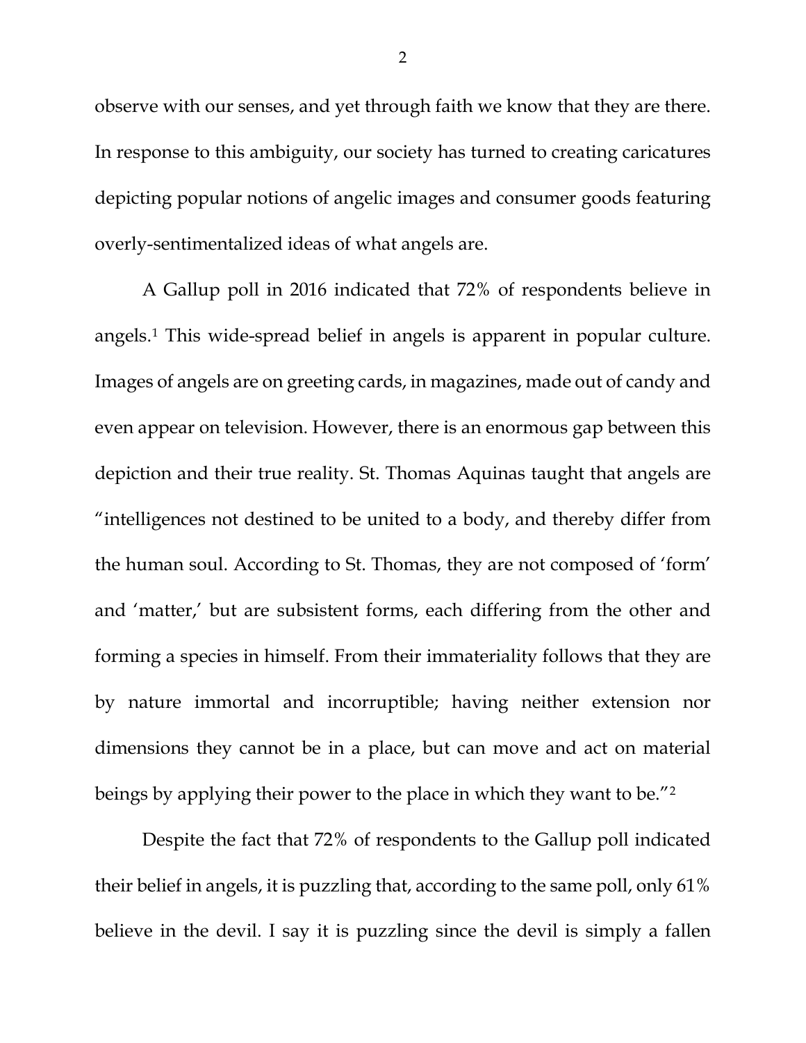observe with our senses, and yet through faith we know that they are there. In response to this ambiguity, our society has turned to creating caricatures depicting popular notions of angelic images and consumer goods featuring overly-sentimentalized ideas of what angels are.

A Gallup poll in 2016 indicated that 72% of respondents believe in angels.[1] This wide-spread belief in angels is apparent in popular culture. Images of angels are on greeting cards, in magazines, made out of candy and even appear on television. However, there is an enormous gap between this depiction and their true reality. St. Thomas Aquinas taught that angels are "intelligences not destined to be united to a body, and thereby differ from the human soul. According to St. Thomas, they are not composed of 'form' and 'matter,' but are subsistent forms, each differing from the other and forming a species in himself. From their immateriality follows that they are by nature immortal and incorruptible; having neither extension nor dimensions they cannot be in a place, but can move and act on material beings by applying their power to the place in which they want to be."[2]

Despite the fact that 72% of respondents to the Gallup poll indicated their belief in angels, it is puzzling that, according to the same poll, only 61% believe in the devil. I say it is puzzling since the devil is simply a fallen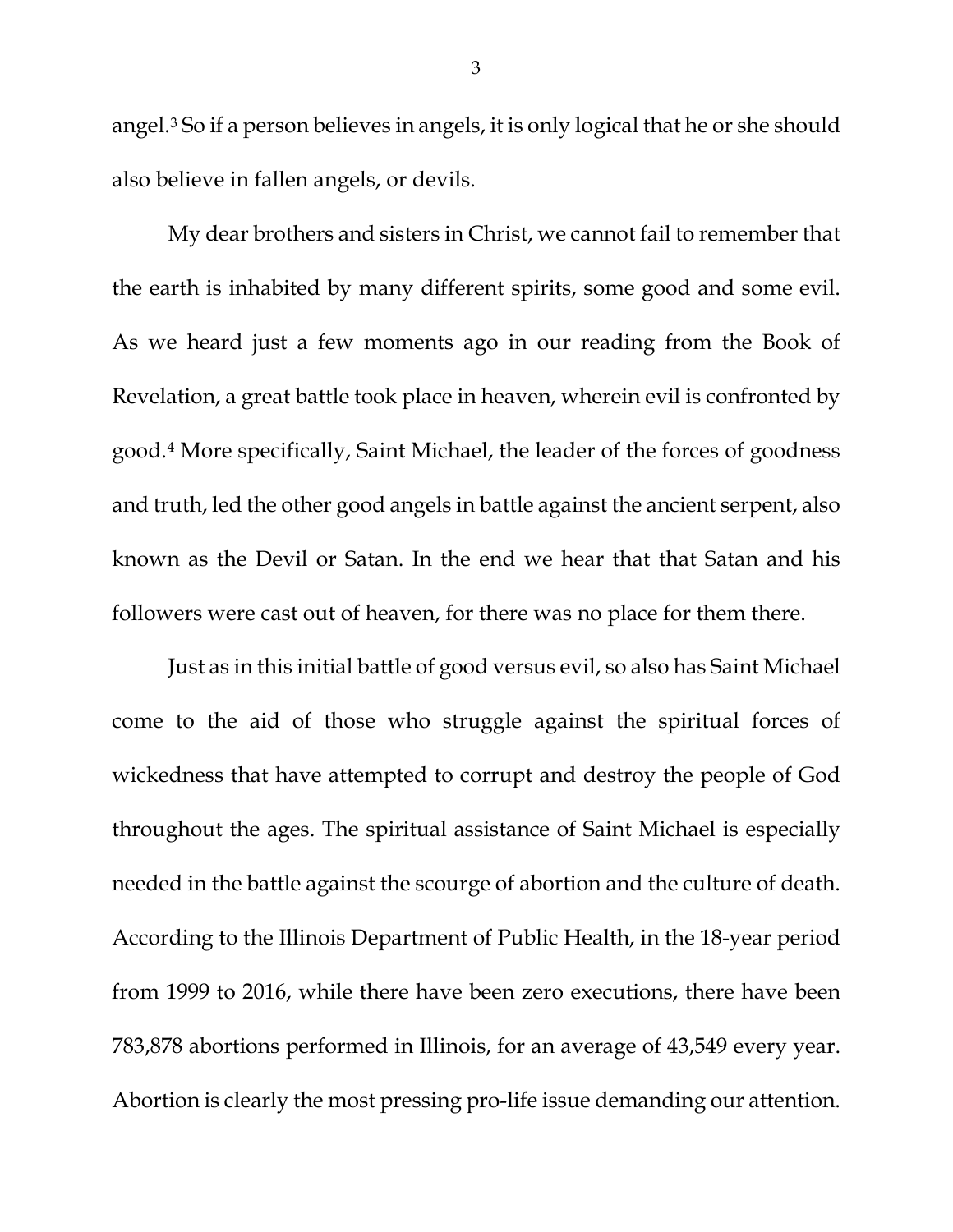angel.[3] So if a person believes in angels, it is only logical that he or she should also believe in fallen angels, or devils.

My dear brothers and sisters in Christ, we cannot fail to remember that the earth is inhabited by many different spirits, some good and some evil. As we heard just a few moments ago in our reading from the Book of Revelation, a great battle took place in heaven, wherein evil is confronted by good.[4] More specifically, Saint Michael, the leader of the forces of goodness and truth, led the other good angels in battle against the ancient serpent, also known as the Devil or Satan. In the end we hear that that Satan and his followers were cast out of heaven, for there was no place for them there.

Just as in this initial battle of good versus evil, so also has Saint Michael come to the aid of those who struggle against the spiritual forces of wickedness that have attempted to corrupt and destroy the people of God throughout the ages. The spiritual assistance of Saint Michael is especially needed in the battle against the scourge of abortion and the culture of death. According to the Illinois Department of Public Health, in the 18-year period from 1999 to 2016, while there have been zero executions, there have been 783,878 abortions performed in Illinois, for an average of 43,549 every year. Abortion is clearly the most pressing pro-life issue demanding our attention.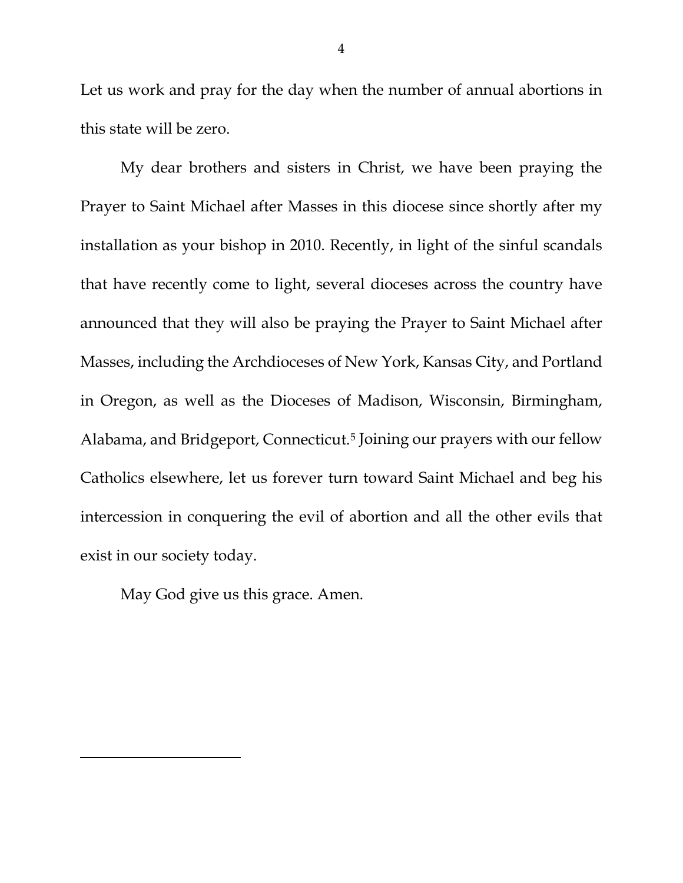Let us work and pray for the day when the number of annual abortions in this state will be zero.

My dear brothers and sisters in Christ, we have been praying the Prayer to Saint Michael after Masses in this diocese since shortly after my installation as your bishop in 2010. Recently, in light of the sinful scandals that have recently come to light, several dioceses across the country have announced that they will also be praying the Prayer to Saint Michael after Masses, including the Archdioceses of New York, Kansas City, and Portland in Oregon, as well as the Dioceses of Madison, Wisconsin, Birmingham, Alabama, and Bridgeport, Connecticut.[5] Joining our prayers with our fellow Catholics elsewhere, let us forever turn toward Saint Michael and beg his intercession in conquering the evil of abortion and all the other evils that exist in our society today.

May God give us this grace. Amen.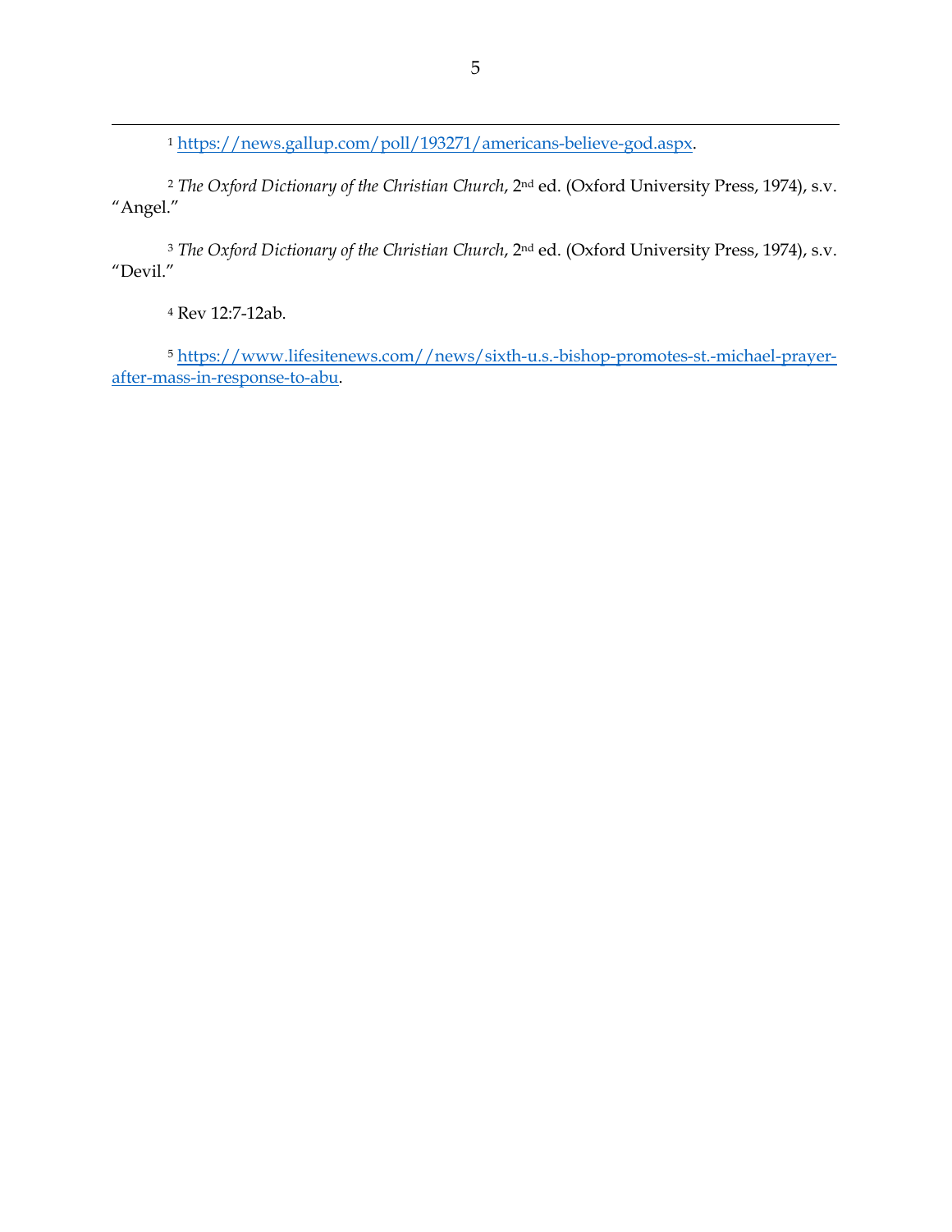[1] https://news.gallup.com/poll/193271/americans-believe-god.aspx.

[2] *The Oxford Dictionary of the Christian Church*, 2nd ed. (Oxford University Press, 1974), s.v. "Angel."

[3] *The Oxford Dictionary of the Christian Church*, 2nd ed. (Oxford University Press, 1974), s.v. "Devil."

[4] Rev 12:7-12ab.

[5] https://www.lifesitenews.com//news/sixth-u.s.-bishop-promotes-st.-michael-prayer-after-mass-in-response-to-abu.